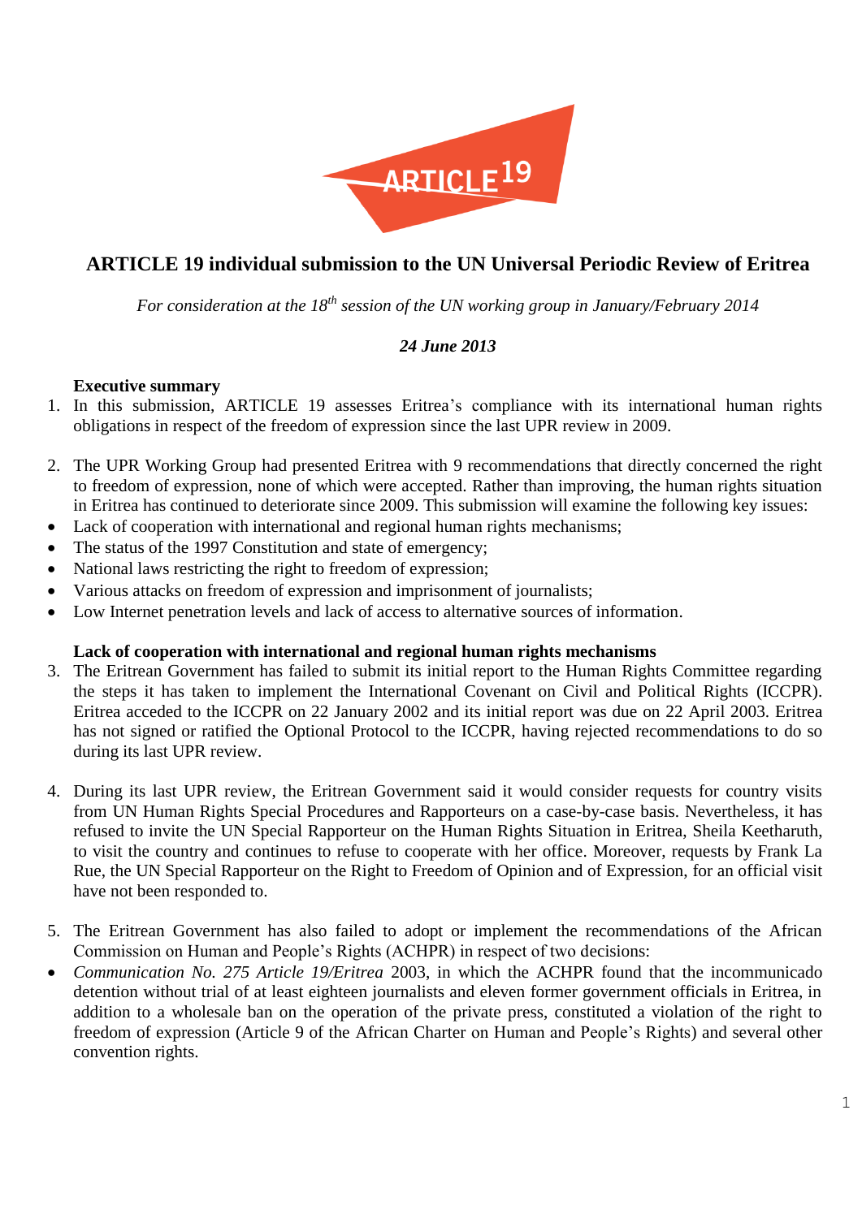ARTICLE 19

# ARTICLE 19 individual submission to the UN Universal Periodic Review of Eritrea

*For consideration at the 18th session of the UN working group in January/February 2014*

***24 June 2013***

**Executive summary**

1. In this submission, ARTICLE 19 assesses Eritrea's compliance with its international human rights obligations in respect of the freedom of expression since the last UPR review in 2009.

2. The UPR Working Group had presented Eritrea with 9 recommendations that directly concerned the right to freedom of expression, none of which were accepted. Rather than improving, the human rights situation in Eritrea has continued to deteriorate since 2009. This submission will examine the following key issues:

- Lack of cooperation with international and regional human rights mechanisms;
- The status of the 1997 Constitution and state of emergency;
- National laws restricting the right to freedom of expression;
- Various attacks on freedom of expression and imprisonment of journalists;
- Low Internet penetration levels and lack of access to alternative sources of information.

**Lack of cooperation with international and regional human rights mechanisms**

3. The Eritrean Government has failed to submit its initial report to the Human Rights Committee regarding the steps it has taken to implement the International Covenant on Civil and Political Rights (ICCPR). Eritrea acceded to the ICCPR on 22 January 2002 and its initial report was due on 22 April 2003. Eritrea has not signed or ratified the Optional Protocol to the ICCPR, having rejected recommendations to do so during its last UPR review.

4. During its last UPR review, the Eritrean Government said it would consider requests for country visits from UN Human Rights Special Procedures and Rapporteurs on a case-by-case basis. Nevertheless, it has refused to invite the UN Special Rapporteur on the Human Rights Situation in Eritrea, Sheila Keetharuth, to visit the country and continues to refuse to cooperate with her office. Moreover, requests by Frank La Rue, the UN Special Rapporteur on the Right to Freedom of Opinion and of Expression, for an official visit have not been responded to.

5. The Eritrean Government has also failed to adopt or implement the recommendations of the African Commission on Human and People's Rights (ACHPR) in respect of two decisions:

- *Communication No. 275 Article 19/Eritrea* 2003, in which the ACHPR found that the incommunicado detention without trial of at least eighteen journalists and eleven former government officials in Eritrea, in addition to a wholesale ban on the operation of the private press, constituted a violation of the right to freedom of expression (Article 9 of the African Charter on Human and People's Rights) and several other convention rights.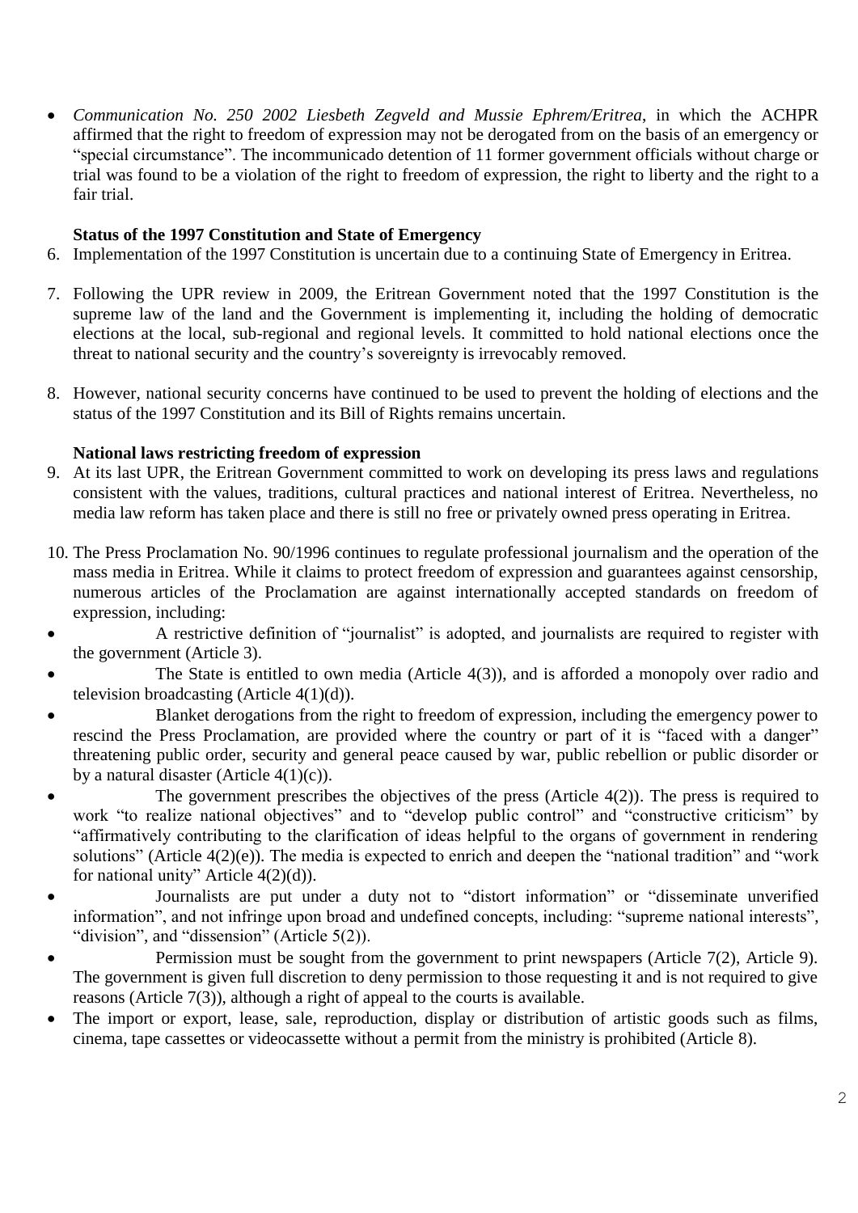- *Communication No. 250 2002 Liesbeth Zegveld and Mussie Ephrem/Eritrea*, in which the ACHPR affirmed that the right to freedom of expression may not be derogated from on the basis of an emergency or "special circumstance". The incommunicado detention of 11 former government officials without charge or trial was found to be a violation of the right to freedom of expression, the right to liberty and the right to a fair trial.

**Status of the 1997 Constitution and State of Emergency**

6. Implementation of the 1997 Constitution is uncertain due to a continuing State of Emergency in Eritrea.

7. Following the UPR review in 2009, the Eritrean Government noted that the 1997 Constitution is the supreme law of the land and the Government is implementing it, including the holding of democratic elections at the local, sub-regional and regional levels. It committed to hold national elections once the threat to national security and the country's sovereignty is irrevocably removed.

8. However, national security concerns have continued to be used to prevent the holding of elections and the status of the 1997 Constitution and its Bill of Rights remains uncertain.

**National laws restricting freedom of expression**

9. At its last UPR, the Eritrean Government committed to work on developing its press laws and regulations consistent with the values, traditions, cultural practices and national interest of Eritrea. Nevertheless, no media law reform has taken place and there is still no free or privately owned press operating in Eritrea.

10. The Press Proclamation No. 90/1996 continues to regulate professional journalism and the operation of the mass media in Eritrea. While it claims to protect freedom of expression and guarantees against censorship, numerous articles of the Proclamation are against internationally accepted standards on freedom of expression, including:

- A restrictive definition of "journalist" is adopted, and journalists are required to register with the government (Article 3).
- The State is entitled to own media (Article 4(3)), and is afforded a monopoly over radio and television broadcasting (Article 4(1)(d)).
- Blanket derogations from the right to freedom of expression, including the emergency power to rescind the Press Proclamation, are provided where the country or part of it is "faced with a danger" threatening public order, security and general peace caused by war, public rebellion or public disorder or by a natural disaster (Article 4(1)(c)).
- The government prescribes the objectives of the press (Article 4(2)). The press is required to work "to realize national objectives" and to "develop public control" and "constructive criticism" by "affirmatively contributing to the clarification of ideas helpful to the organs of government in rendering solutions" (Article 4(2)(e)). The media is expected to enrich and deepen the "national tradition" and "work for national unity" Article 4(2)(d)).
- Journalists are put under a duty not to "distort information" or "disseminate unverified information", and not infringe upon broad and undefined concepts, including: "supreme national interests", "division", and "dissension" (Article 5(2)).
- Permission must be sought from the government to print newspapers (Article 7(2), Article 9). The government is given full discretion to deny permission to those requesting it and is not required to give reasons (Article 7(3)), although a right of appeal to the courts is available.
- The import or export, lease, sale, reproduction, display or distribution of artistic goods such as films, cinema, tape cassettes or videocassette without a permit from the ministry is prohibited (Article 8).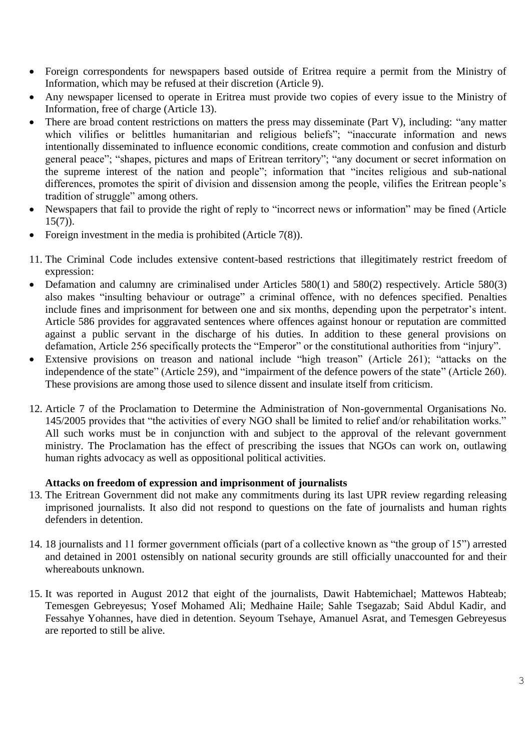- Foreign correspondents for newspapers based outside of Eritrea require a permit from the Ministry of Information, which may be refused at their discretion (Article 9).
- Any newspaper licensed to operate in Eritrea must provide two copies of every issue to the Ministry of Information, free of charge (Article 13).
- There are broad content restrictions on matters the press may disseminate (Part V), including: "any matter which vilifies or belittles humanitarian and religious beliefs"; "inaccurate information and news intentionally disseminated to influence economic conditions, create commotion and confusion and disturb general peace"; "shapes, pictures and maps of Eritrean territory"; "any document or secret information on the supreme interest of the nation and people"; information that "incites religious and sub-national differences, promotes the spirit of division and dissension among the people, vilifies the Eritrean people's tradition of struggle" among others.
- Newspapers that fail to provide the right of reply to "incorrect news or information" may be fined (Article 15(7)).
- Foreign investment in the media is prohibited (Article 7(8)).

11. The Criminal Code includes extensive content-based restrictions that illegitimately restrict freedom of expression:

- Defamation and calumny are criminalised under Articles 580(1) and 580(2) respectively. Article 580(3) also makes "insulting behaviour or outrage" a criminal offence, with no defences specified. Penalties include fines and imprisonment for between one and six months, depending upon the perpetrator's intent. Article 586 provides for aggravated sentences where offences against honour or reputation are committed against a public servant in the discharge of his duties. In addition to these general provisions on defamation, Article 256 specifically protects the "Emperor" or the constitutional authorities from "injury".
- Extensive provisions on treason and national include "high treason" (Article 261); "attacks on the independence of the state" (Article 259), and "impairment of the defence powers of the state" (Article 260). These provisions are among those used to silence dissent and insulate itself from criticism.

12. Article 7 of the Proclamation to Determine the Administration of Non-governmental Organisations No. 145/2005 provides that "the activities of every NGO shall be limited to relief and/or rehabilitation works." All such works must be in conjunction with and subject to the approval of the relevant government ministry. The Proclamation has the effect of prescribing the issues that NGOs can work on, outlawing human rights advocacy as well as oppositional political activities.

**Attacks on freedom of expression and imprisonment of journalists**

13. The Eritrean Government did not make any commitments during its last UPR review regarding releasing imprisoned journalists. It also did not respond to questions on the fate of journalists and human rights defenders in detention.

14. 18 journalists and 11 former government officials (part of a collective known as "the group of 15") arrested and detained in 2001 ostensibly on national security grounds are still officially unaccounted for and their whereabouts unknown.

15. It was reported in August 2012 that eight of the journalists, Dawit Habtemichael; Mattewos Habteab; Temesgen Gebreyesus; Yosef Mohamed Ali; Medhaine Haile; Sahle Tsegazab; Said Abdul Kadir, and Fessahye Yohannes, have died in detention. Seyoum Tsehaye, Amanuel Asrat, and Temesgen Gebreyesus are reported to still be alive.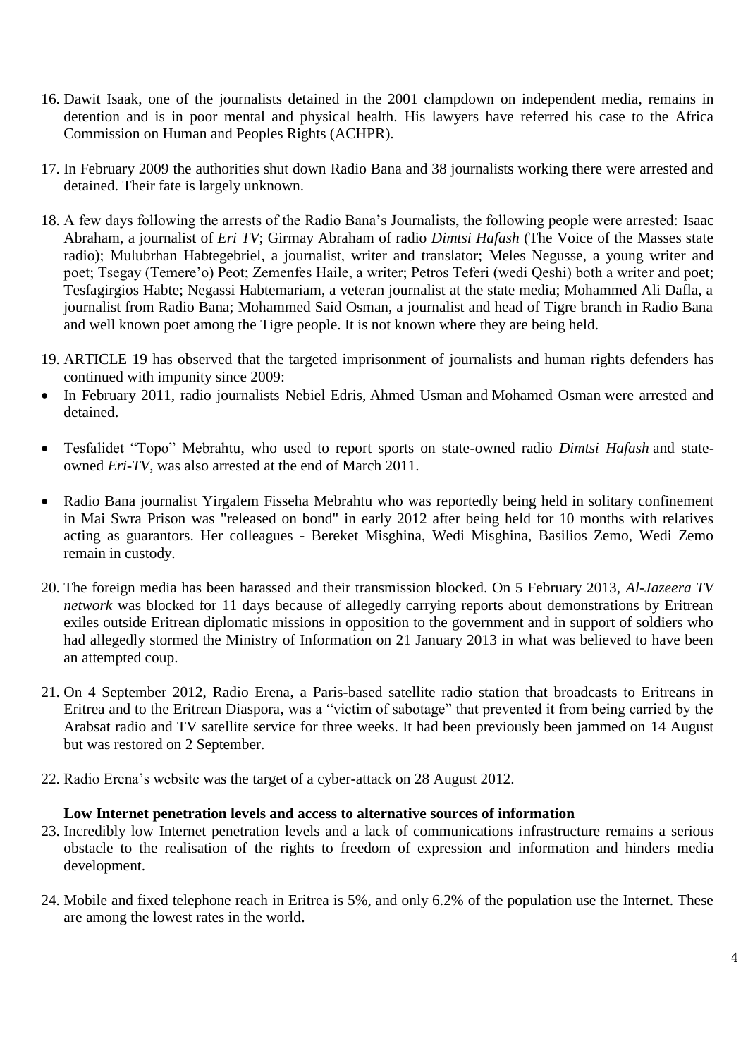16. Dawit Isaak, one of the journalists detained in the 2001 clampdown on independent media, remains in detention and is in poor mental and physical health. His lawyers have referred his case to the Africa Commission on Human and Peoples Rights (ACHPR).

17. In February 2009 the authorities shut down Radio Bana and 38 journalists working there were arrested and detained. Their fate is largely unknown.

18. A few days following the arrests of the Radio Bana's Journalists, the following people were arrested: Isaac Abraham, a journalist of *Eri TV*; Girmay Abraham of radio *Dimtsi Hafash* (The Voice of the Masses state radio); Mulubrhan Habtegebriel, a journalist, writer and translator; Meles Negusse, a young writer and poet; Tsegay (Temere'o) Peot; Zemenfes Haile, a writer; Petros Teferi (wedi Qeshi) both a writer and poet; Tesfagirgios Habte; Negassi Habtemariam, a veteran journalist at the state media; Mohammed Ali Dafla, a journalist from Radio Bana; Mohammed Said Osman, a journalist and head of Tigre branch in Radio Bana and well known poet among the Tigre people. It is not known where they are being held.

19. ARTICLE 19 has observed that the targeted imprisonment of journalists and human rights defenders has continued with impunity since 2009:

- In February 2011, radio journalists Nebiel Edris, Ahmed Usman and Mohamed Osman were arrested and detained.

- Tesfalidet "Topo" Mebrahtu, who used to report sports on state-owned radio *Dimtsi Hafash* and state-owned *Eri-TV*, was also arrested at the end of March 2011.

- Radio Bana journalist Yirgalem Fisseha Mebrahtu who was reportedly being held in solitary confinement in Mai Swra Prison was "released on bond" in early 2012 after being held for 10 months with relatives acting as guarantors. Her colleagues - Bereket Misghina, Wedi Misghina, Basilios Zemo, Wedi Zemo remain in custody.

20. The foreign media has been harassed and their transmission blocked. On 5 February 2013, *Al-Jazeera TV network* was blocked for 11 days because of allegedly carrying reports about demonstrations by Eritrean exiles outside Eritrean diplomatic missions in opposition to the government and in support of soldiers who had allegedly stormed the Ministry of Information on 21 January 2013 in what was believed to have been an attempted coup.

21. On 4 September 2012, Radio Erena, a Paris-based satellite radio station that broadcasts to Eritreans in Eritrea and to the Eritrean Diaspora, was a "victim of sabotage" that prevented it from being carried by the Arabsat radio and TV satellite service for three weeks. It had been previously been jammed on 14 August but was restored on 2 September.

22. Radio Erena's website was the target of a cyber-attack on 28 August 2012.

**Low Internet penetration levels and access to alternative sources of information**

23. Incredibly low Internet penetration levels and a lack of communications infrastructure remains a serious obstacle to the realisation of the rights to freedom of expression and information and hinders media development.

24. Mobile and fixed telephone reach in Eritrea is 5%, and only 6.2% of the population use the Internet. These are among the lowest rates in the world.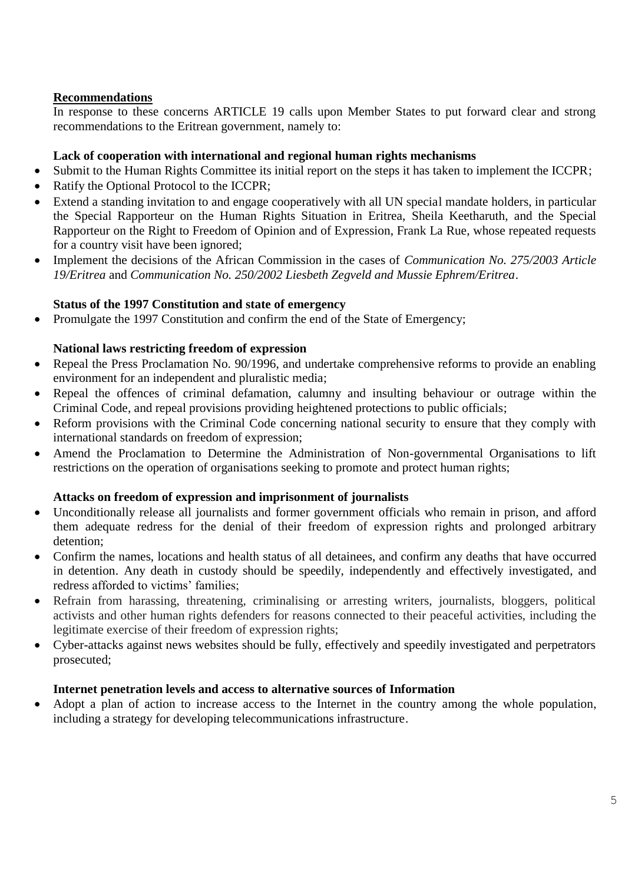## Recommendations

In response to these concerns ARTICLE 19 calls upon Member States to put forward clear and strong recommendations to the Eritrean government, namely to:

### Lack of cooperation with international and regional human rights mechanisms

- Submit to the Human Rights Committee its initial report on the steps it has taken to implement the ICCPR;
- Ratify the Optional Protocol to the ICCPR;
- Extend a standing invitation to and engage cooperatively with all UN special mandate holders, in particular the Special Rapporteur on the Human Rights Situation in Eritrea, Sheila Keetharuth, and the Special Rapporteur on the Right to Freedom of Opinion and of Expression, Frank La Rue, whose repeated requests for a country visit have been ignored;
- Implement the decisions of the African Commission in the cases of *Communication No. 275/2003 Article 19/Eritrea* and *Communication No. 250/2002 Liesbeth Zegveld and Mussie Ephrem/Eritrea*.

### Status of the 1997 Constitution and state of emergency

- Promulgate the 1997 Constitution and confirm the end of the State of Emergency;

### National laws restricting freedom of expression

- Repeal the Press Proclamation No. 90/1996, and undertake comprehensive reforms to provide an enabling environment for an independent and pluralistic media;
- Repeal the offences of criminal defamation, calumny and insulting behaviour or outrage within the Criminal Code, and repeal provisions providing heightened protections to public officials;
- Reform provisions with the Criminal Code concerning national security to ensure that they comply with international standards on freedom of expression;
- Amend the Proclamation to Determine the Administration of Non-governmental Organisations to lift restrictions on the operation of organisations seeking to promote and protect human rights;

### Attacks on freedom of expression and imprisonment of journalists

- Unconditionally release all journalists and former government officials who remain in prison, and afford them adequate redress for the denial of their freedom of expression rights and prolonged arbitrary detention;
- Confirm the names, locations and health status of all detainees, and confirm any deaths that have occurred in detention. Any death in custody should be speedily, independently and effectively investigated, and redress afforded to victims' families;
- Refrain from harassing, threatening, criminalising or arresting writers, journalists, bloggers, political activists and other human rights defenders for reasons connected to their peaceful activities, including the legitimate exercise of their freedom of expression rights;
- Cyber-attacks against news websites should be fully, effectively and speedily investigated and perpetrators prosecuted;

### Internet penetration levels and access to alternative sources of Information

- Adopt a plan of action to increase access to the Internet in the country among the whole population, including a strategy for developing telecommunications infrastructure.